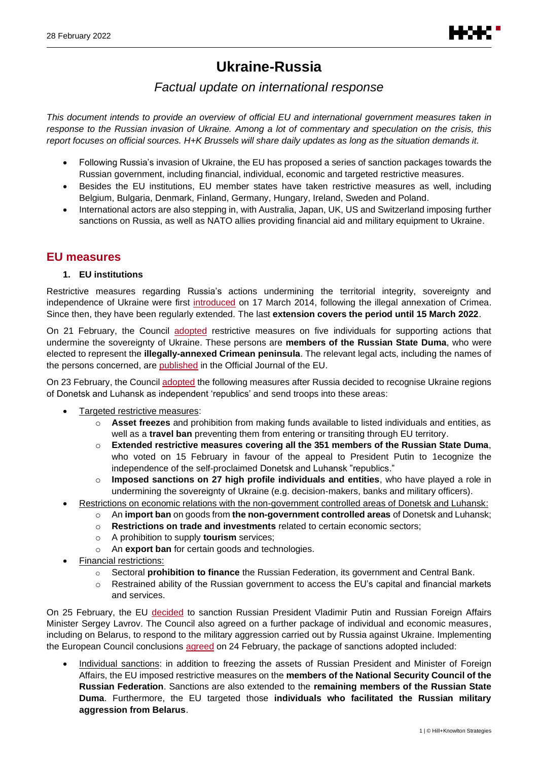# Ukraine-Russia

## *Factual update on international response*

*This document intends to provide an overview of official EU and international government measures taken in response to the Russian invasion of Ukraine. Among a lot of commentary and speculation on the crisis, this report focuses on official sources. H+K Brussels will share daily updates as long as the situation demands it.*

- Following Russia's invasion of Ukraine, the EU has proposed a series of sanction packages towards the Russian government, including financial, individual, economic and targeted restrictive measures.
- Besides the EU institutions, EU member states have taken restrictive measures as well, including Belgium, Bulgaria, Denmark, Finland, Germany, Hungary, Ireland, Sweden and Poland.
- International actors are also stepping in, with Australia, Japan, UK, US and Switzerland imposing further sanctions on Russia, as well as NATO allies providing financial aid and military equipment to Ukraine.

## EU measures

### 1. EU institutions

Restrictive measures regarding Russia's actions undermining the territorial integrity, sovereignty and independence of Ukraine were first introduced on 17 March 2014, following the illegal annexation of Crimea. Since then, they have been regularly extended. The last **extension covers the period until 15 March 2022**.

On 21 February, the Council adopted restrictive measures on five individuals for supporting actions that undermine the sovereignty of Ukraine. These persons are **members of the Russian State Duma**, who were elected to represent the **illegally-annexed Crimean peninsula**. The relevant legal acts, including the names of the persons concerned, are published in the Official Journal of the EU.

On 23 February, the Council adopted the following measures after Russia decided to recognise Ukraine regions of Donetsk and Luhansk as independent 'republics' and send troops into these areas:

- Targeted restrictive measures:
  - **Asset freezes** and prohibition from making funds available to listed individuals and entities, as well as a **travel ban** preventing them from entering or transiting through EU territory.
  - **Extended restrictive measures covering all the 351 members of the Russian State Duma**, who voted on 15 February in favour of the appeal to President Putin to 1ecognize the independence of the self-proclaimed Donetsk and Luhansk "republics."
  - **Imposed sanctions on 27 high profile individuals and entities**, who have played a role in undermining the sovereignty of Ukraine (e.g. decision-makers, banks and military officers).
- Restrictions on economic relations with the non-government controlled areas of Donetsk and Luhansk:
  - An **import ban** on goods from **the non-government controlled areas** of Donetsk and Luhansk;
  - **Restrictions on trade and investments** related to certain economic sectors;
  - A prohibition to supply **tourism** services;
  - An **export ban** for certain goods and technologies.
- Financial restrictions:
  - Sectoral **prohibition to finance** the Russian Federation, its government and Central Bank.
  - Restrained ability of the Russian government to access the EU's capital and financial markets and services.

On 25 February, the EU decided to sanction Russian President Vladimir Putin and Russian Foreign Affairs Minister Sergey Lavrov. The Council also agreed on a further package of individual and economic measures, including on Belarus, to respond to the military aggression carried out by Russia against Ukraine. Implementing the European Council conclusions agreed on 24 February, the package of sanctions adopted included:

- Individual sanctions: in addition to freezing the assets of Russian President and Minister of Foreign Affairs, the EU imposed restrictive measures on the **members of the National Security Council of the Russian Federation**. Sanctions are also extended to the **remaining members of the Russian State Duma**. Furthermore, the EU targeted those **individuals who facilitated the Russian military aggression from Belarus**.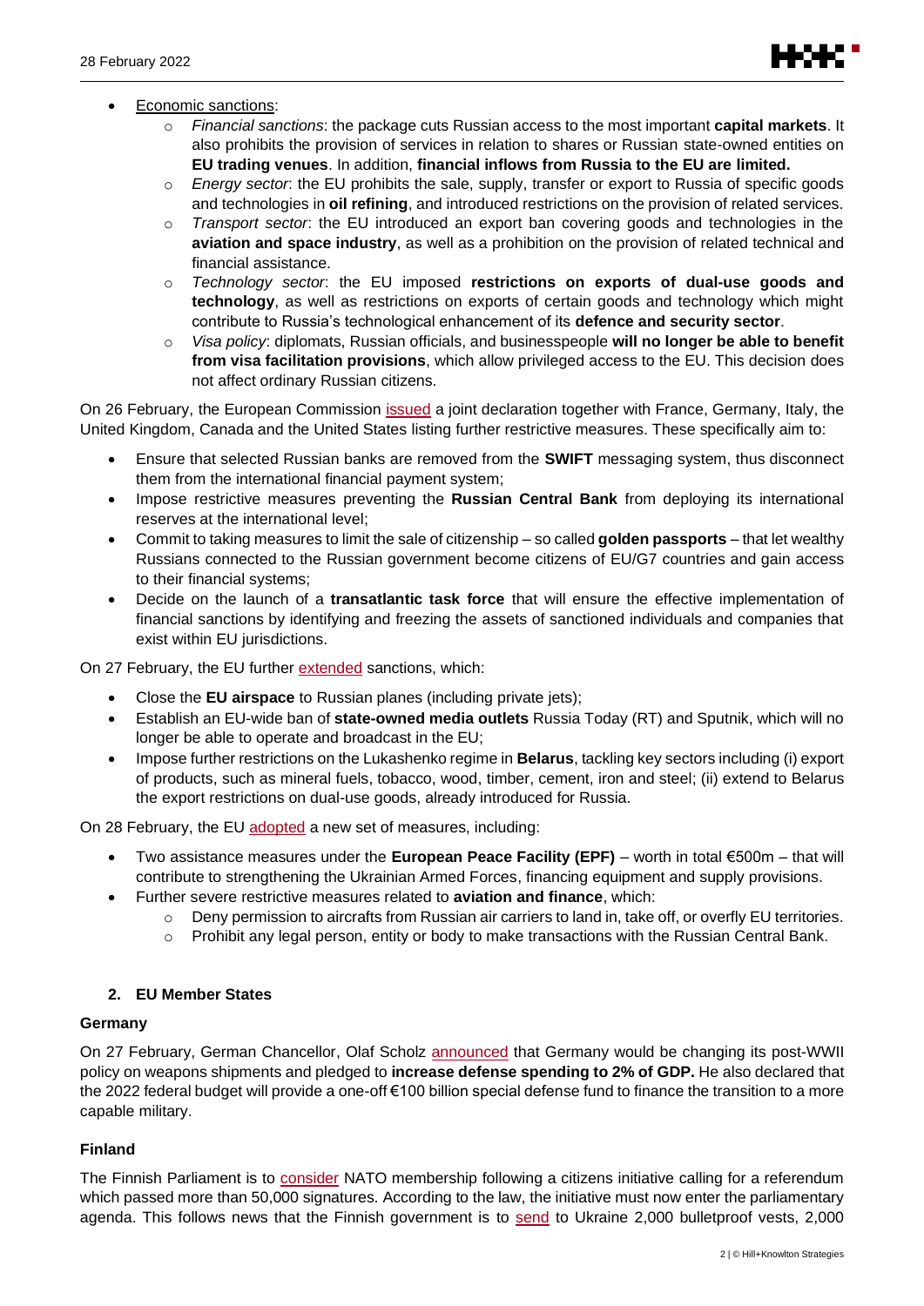- Economic sanctions:
  - *Financial sanctions*: the package cuts Russian access to the most important **capital markets**. It also prohibits the provision of services in relation to shares or Russian state-owned entities on **EU trading venues**. In addition, **financial inflows from Russia to the EU are limited.**
  - *Energy sector*: the EU prohibits the sale, supply, transfer or export to Russia of specific goods and technologies in **oil refining**, and introduced restrictions on the provision of related services.
  - *Transport sector*: the EU introduced an export ban covering goods and technologies in the **aviation and space industry**, as well as a prohibition on the provision of related technical and financial assistance.
  - *Technology sector*: the EU imposed **restrictions on exports of dual-use goods and technology**, as well as restrictions on exports of certain goods and technology which might contribute to Russia's technological enhancement of its **defence and security sector**.
  - *Visa policy*: diplomats, Russian officials, and businesspeople **will no longer be able to benefit from visa facilitation provisions**, which allow privileged access to the EU. This decision does not affect ordinary Russian citizens.

On 26 February, the European Commission issued a joint declaration together with France, Germany, Italy, the United Kingdom, Canada and the United States listing further restrictive measures. These specifically aim to:

- Ensure that selected Russian banks are removed from the **SWIFT** messaging system, thus disconnect them from the international financial payment system;
- Impose restrictive measures preventing the **Russian Central Bank** from deploying its international reserves at the international level;
- Commit to taking measures to limit the sale of citizenship – so called **golden passports** – that let wealthy Russians connected to the Russian government become citizens of EU/G7 countries and gain access to their financial systems;
- Decide on the launch of a **transatlantic task force** that will ensure the effective implementation of financial sanctions by identifying and freezing the assets of sanctioned individuals and companies that exist within EU jurisdictions.

On 27 February, the EU further extended sanctions, which:

- Close the **EU airspace** to Russian planes (including private jets);
- Establish an EU-wide ban of **state-owned media outlets** Russia Today (RT) and Sputnik, which will no longer be able to operate and broadcast in the EU;
- Impose further restrictions on the Lukashenko regime in **Belarus**, tackling key sectors including (i) export of products, such as mineral fuels, tobacco, wood, timber, cement, iron and steel; (ii) extend to Belarus the export restrictions on dual-use goods, already introduced for Russia.

On 28 February, the EU adopted a new set of measures, including:

- Two assistance measures under the **European Peace Facility (EPF)** – worth in total €500m – that will contribute to strengthening the Ukrainian Armed Forces, financing equipment and supply provisions.
- Further severe restrictive measures related to **aviation and finance**, which:
  - Deny permission to aircrafts from Russian air carriers to land in, take off, or overfly EU territories.
  - Prohibit any legal person, entity or body to make transactions with the Russian Central Bank.

## 2. EU Member States

### Germany

On 27 February, German Chancellor, Olaf Scholz announced that Germany would be changing its post-WWII policy on weapons shipments and pledged to **increase defense spending to 2% of GDP.** He also declared that the 2022 federal budget will provide a one-off €100 billion special defense fund to finance the transition to a more capable military.

### Finland

The Finnish Parliament is to consider NATO membership following a citizens initiative calling for a referendum which passed more than 50,000 signatures. According to the law, the initiative must now enter the parliamentary agenda. This follows news that the Finnish government is to send to Ukraine 2,000 bulletproof vests, 2,000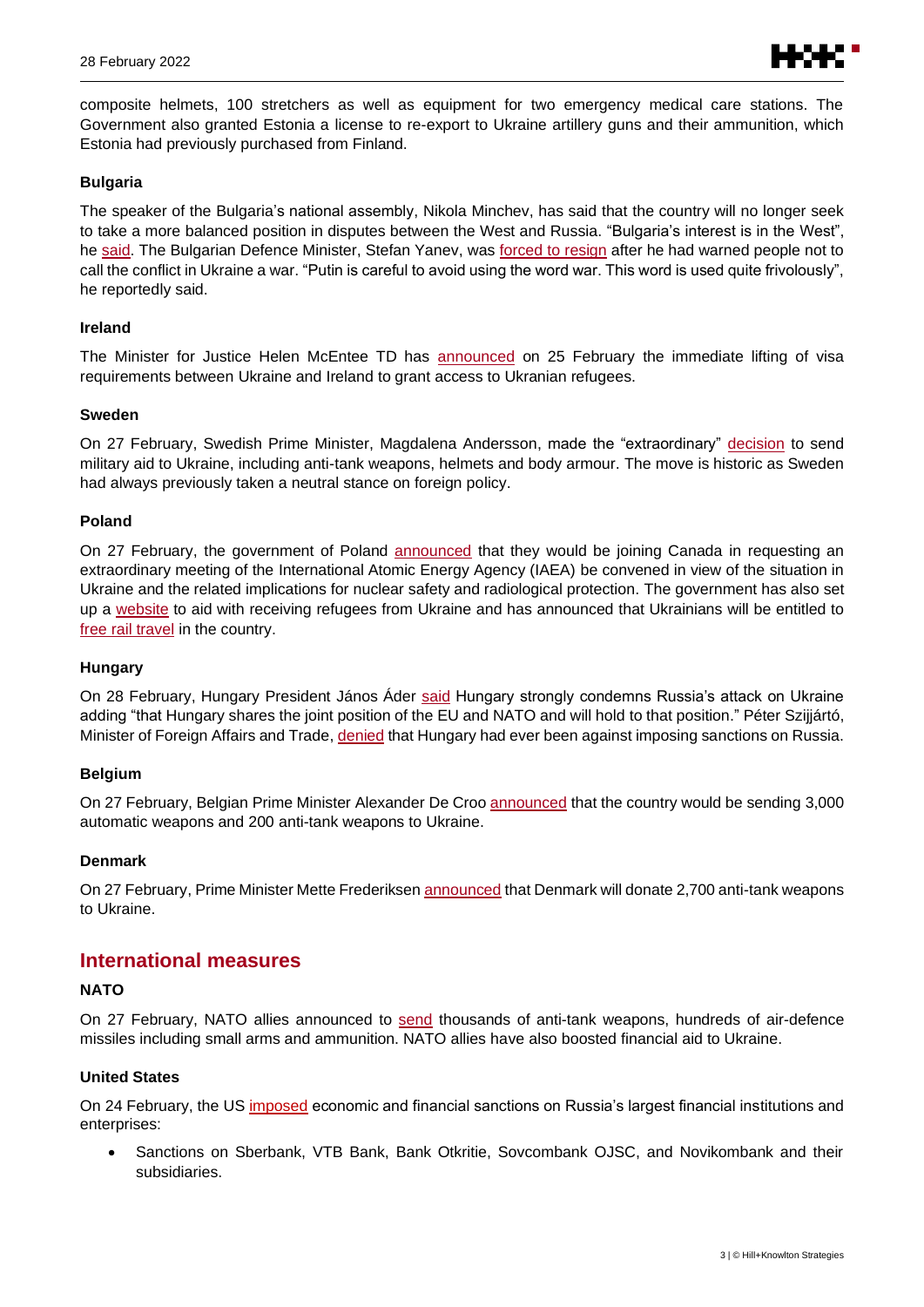composite helmets, 100 stretchers as well as equipment for two emergency medical care stations. The Government also granted Estonia a license to re-export to Ukraine artillery guns and their ammunition, which Estonia had previously purchased from Finland.

### Bulgaria

The speaker of the Bulgaria's national assembly, Nikola Minchev, has said that the country will no longer seek to take a more balanced position in disputes between the West and Russia. "Bulgaria's interest is in the West", he said. The Bulgarian Defence Minister, Stefan Yanev, was forced to resign after he had warned people not to call the conflict in Ukraine a war. "Putin is careful to avoid using the word war. This word is used quite frivolously", he reportedly said.

### Ireland

The Minister for Justice Helen McEntee TD has announced on 25 February the immediate lifting of visa requirements between Ukraine and Ireland to grant access to Ukranian refugees.

### Sweden

On 27 February, Swedish Prime Minister, Magdalena Andersson, made the "extraordinary" decision to send military aid to Ukraine, including anti-tank weapons, helmets and body armour. The move is historic as Sweden had always previously taken a neutral stance on foreign policy.

### Poland

On 27 February, the government of Poland announced that they would be joining Canada in requesting an extraordinary meeting of the International Atomic Energy Agency (IAEA) be convened in view of the situation in Ukraine and the related implications for nuclear safety and radiological protection. The government has also set up a website to aid with receiving refugees from Ukraine and has announced that Ukrainians will be entitled to free rail travel in the country.

### Hungary

On 28 February, Hungary President János Áder said Hungary strongly condemns Russia's attack on Ukraine adding "that Hungary shares the joint position of the EU and NATO and will hold to that position." Péter Szijjártó, Minister of Foreign Affairs and Trade, denied that Hungary had ever been against imposing sanctions on Russia.

### Belgium

On 27 February, Belgian Prime Minister Alexander De Croo announced that the country would be sending 3,000 automatic weapons and 200 anti-tank weapons to Ukraine.

### Denmark

On 27 February, Prime Minister Mette Frederiksen announced that Denmark will donate 2,700 anti-tank weapons to Ukraine.

## International measures

### NATO

On 27 February, NATO allies announced to send thousands of anti-tank weapons, hundreds of air-defence missiles including small arms and ammunition. NATO allies have also boosted financial aid to Ukraine.

### United States

On 24 February, the US imposed economic and financial sanctions on Russia's largest financial institutions and enterprises:

- Sanctions on Sberbank, VTB Bank, Bank Otkritie, Sovcombank OJSC, and Novikombank and their subsidiaries.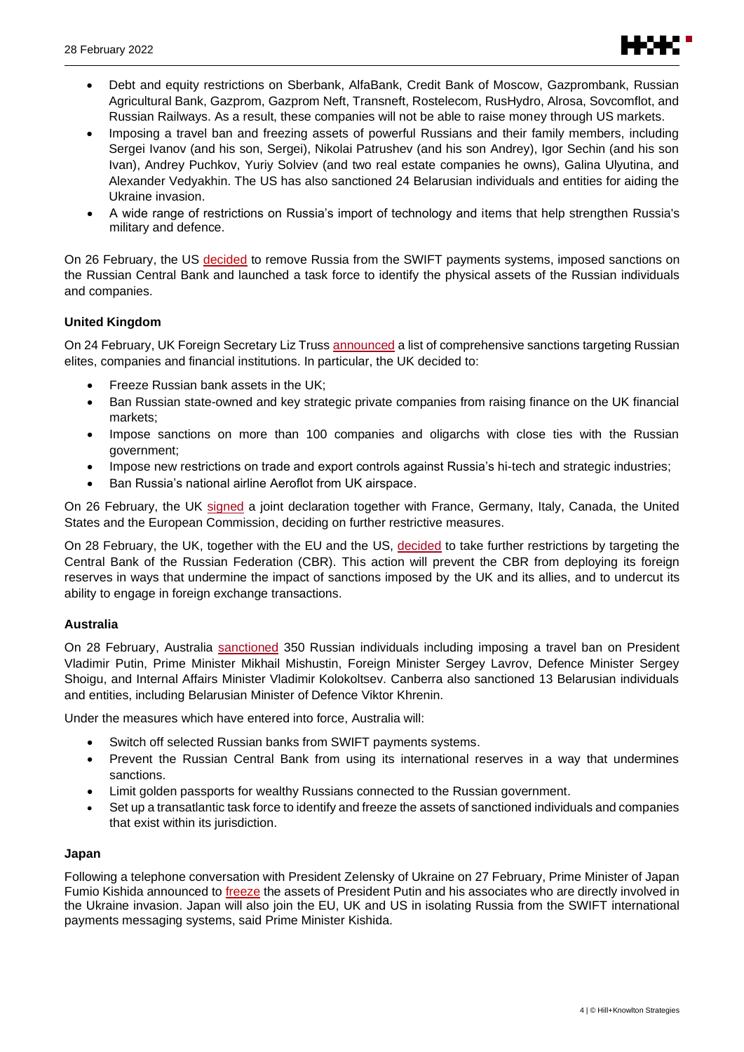- Debt and equity restrictions on Sberbank, AlfaBank, Credit Bank of Moscow, Gazprombank, Russian Agricultural Bank, Gazprom, Gazprom Neft, Transneft, Rostelecom, RusHydro, Alrosa, Sovcomflot, and Russian Railways. As a result, these companies will not be able to raise money through US markets.
- Imposing a travel ban and freezing assets of powerful Russians and their family members, including Sergei Ivanov (and his son, Sergei), Nikolai Patrushev (and his son Andrey), Igor Sechin (and his son Ivan), Andrey Puchkov, Yuriy Solviev (and two real estate companies he owns), Galina Ulyutina, and Alexander Vedyakhin. The US has also sanctioned 24 Belarusian individuals and entities for aiding the Ukraine invasion.
- A wide range of restrictions on Russia's import of technology and items that help strengthen Russia's military and defence.

On 26 February, the US decided to remove Russia from the SWIFT payments systems, imposed sanctions on the Russian Central Bank and launched a task force to identify the physical assets of the Russian individuals and companies.

**United Kingdom**

On 24 February, UK Foreign Secretary Liz Truss announced a list of comprehensive sanctions targeting Russian elites, companies and financial institutions. In particular, the UK decided to:

- Freeze Russian bank assets in the UK;
- Ban Russian state-owned and key strategic private companies from raising finance on the UK financial markets;
- Impose sanctions on more than 100 companies and oligarchs with close ties with the Russian government;
- Impose new restrictions on trade and export controls against Russia's hi-tech and strategic industries;
- Ban Russia's national airline Aeroflot from UK airspace.

On 26 February, the UK signed a joint declaration together with France, Germany, Italy, Canada, the United States and the European Commission, deciding on further restrictive measures.

On 28 February, the UK, together with the EU and the US, decided to take further restrictions by targeting the Central Bank of the Russian Federation (CBR). This action will prevent the CBR from deploying its foreign reserves in ways that undermine the impact of sanctions imposed by the UK and its allies, and to undercut its ability to engage in foreign exchange transactions.

**Australia**

On 28 February, Australia sanctioned 350 Russian individuals including imposing a travel ban on President Vladimir Putin, Prime Minister Mikhail Mishustin, Foreign Minister Sergey Lavrov, Defence Minister Sergey Shoigu, and Internal Affairs Minister Vladimir Kolokoltsev. Canberra also sanctioned 13 Belarusian individuals and entities, including Belarusian Minister of Defence Viktor Khrenin.

Under the measures which have entered into force, Australia will:

- Switch off selected Russian banks from SWIFT payments systems.
- Prevent the Russian Central Bank from using its international reserves in a way that undermines sanctions.
- Limit golden passports for wealthy Russians connected to the Russian government.
- Set up a transatlantic task force to identify and freeze the assets of sanctioned individuals and companies that exist within its jurisdiction.

**Japan**

Following a telephone conversation with President Zelensky of Ukraine on 27 February, Prime Minister of Japan Fumio Kishida announced to freeze the assets of President Putin and his associates who are directly involved in the Ukraine invasion. Japan will also join the EU, UK and US in isolating Russia from the SWIFT international payments messaging systems, said Prime Minister Kishida.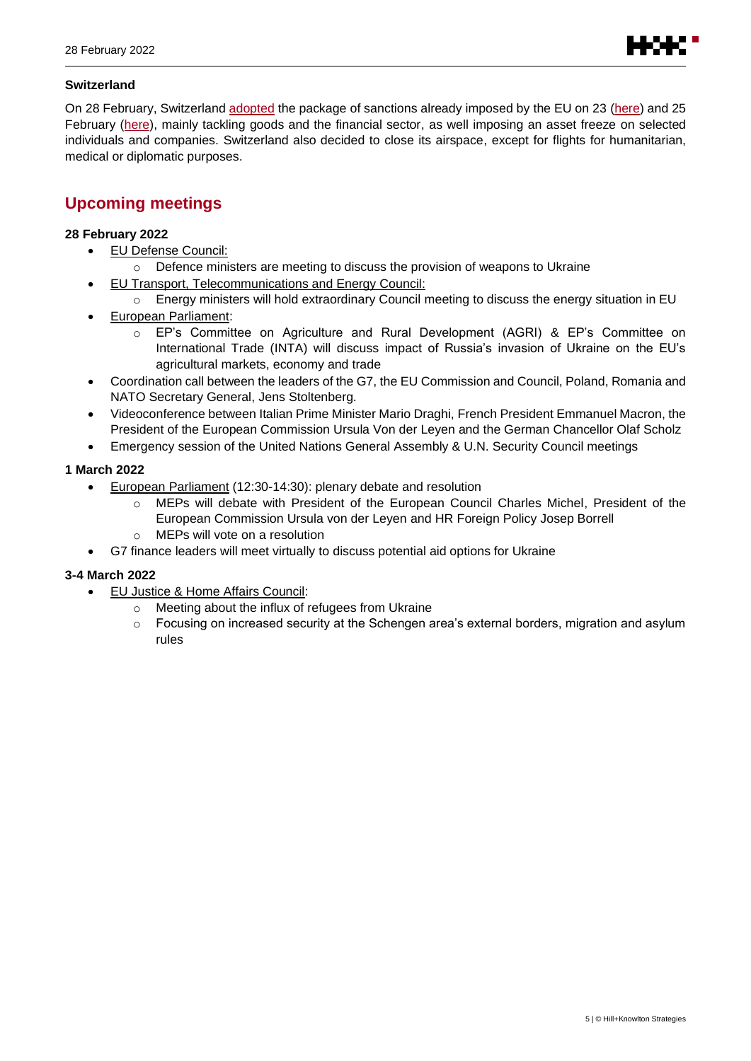**Switzerland**

On 28 February, Switzerland adopted the package of sanctions already imposed by the EU on 23 (here) and 25 February (here), mainly tackling goods and the financial sector, as well imposing an asset freeze on selected individuals and companies. Switzerland also decided to close its airspace, except for flights for humanitarian, medical or diplomatic purposes.

## Upcoming meetings

**28 February 2022**

- EU Defense Council:
  - Defence ministers are meeting to discuss the provision of weapons to Ukraine
- EU Transport, Telecommunications and Energy Council:
  - Energy ministers will hold extraordinary Council meeting to discuss the energy situation in EU
- European Parliament:
  - EP's Committee on Agriculture and Rural Development (AGRI) & EP's Committee on International Trade (INTA) will discuss impact of Russia's invasion of Ukraine on the EU's agricultural markets, economy and trade
- Coordination call between the leaders of the G7, the EU Commission and Council, Poland, Romania and NATO Secretary General, Jens Stoltenberg.
- Videoconference between Italian Prime Minister Mario Draghi, French President Emmanuel Macron, the President of the European Commission Ursula Von der Leyen and the German Chancellor Olaf Scholz
- Emergency session of the United Nations General Assembly & U.N. Security Council meetings

**1 March 2022**

- European Parliament (12:30-14:30): plenary debate and resolution
  - MEPs will debate with President of the European Council Charles Michel, President of the European Commission Ursula von der Leyen and HR Foreign Policy Josep Borrell
  - MEPs will vote on a resolution
- G7 finance leaders will meet virtually to discuss potential aid options for Ukraine

**3-4 March 2022**

- EU Justice & Home Affairs Council:
  - Meeting about the influx of refugees from Ukraine
  - Focusing on increased security at the Schengen area's external borders, migration and asylum rules